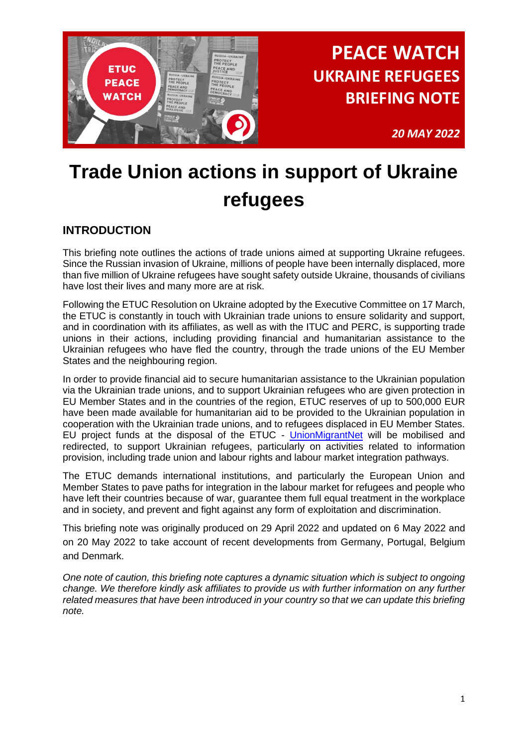# PEACE WATCH
# UKRAINE REFUGEES
# BRIEFING NOTE

*20 MAY 2022*

# Trade Union actions in support of Ukraine refugees

## INTRODUCTION

This briefing note outlines the actions of trade unions aimed at supporting Ukraine refugees. Since the Russian invasion of Ukraine, millions of people have been internally displaced, more than five million of Ukraine refugees have sought safety outside Ukraine, thousands of civilians have lost their lives and many more are at risk.

Following the ETUC Resolution on Ukraine adopted by the Executive Committee on 17 March, the ETUC is constantly in touch with Ukrainian trade unions to ensure solidarity and support, and in coordination with its affiliates, as well as with the ITUC and PERC, is supporting trade unions in their actions, including providing financial and humanitarian assistance to the Ukrainian refugees who have fled the country, through the trade unions of the EU Member States and the neighbouring region.

In order to provide financial aid to secure humanitarian assistance to the Ukrainian population via the Ukrainian trade unions, and to support Ukrainian refugees who are given protection in EU Member States and in the countries of the region, ETUC reserves of up to 500,000 EUR have been made available for humanitarian aid to be provided to the Ukrainian population in cooperation with the Ukrainian trade unions, and to refugees displaced in EU Member States. EU project funds at the disposal of the ETUC - UnionMigrantNet will be mobilised and redirected, to support Ukrainian refugees, particularly on activities related to information provision, including trade union and labour rights and labour market integration pathways.

The ETUC demands international institutions, and particularly the European Union and Member States to pave paths for integration in the labour market for refugees and people who have left their countries because of war, guarantee them full equal treatment in the workplace and in society, and prevent and fight against any form of exploitation and discrimination.

This briefing note was originally produced on 29 April 2022 and updated on 6 May 2022 and on 20 May 2022 to take account of recent developments from Germany, Portugal, Belgium and Denmark.

*One note of caution, this briefing note captures a dynamic situation which is subject to ongoing change. We therefore kindly ask affiliates to provide us with further information on any further related measures that have been introduced in your country so that we can update this briefing note.*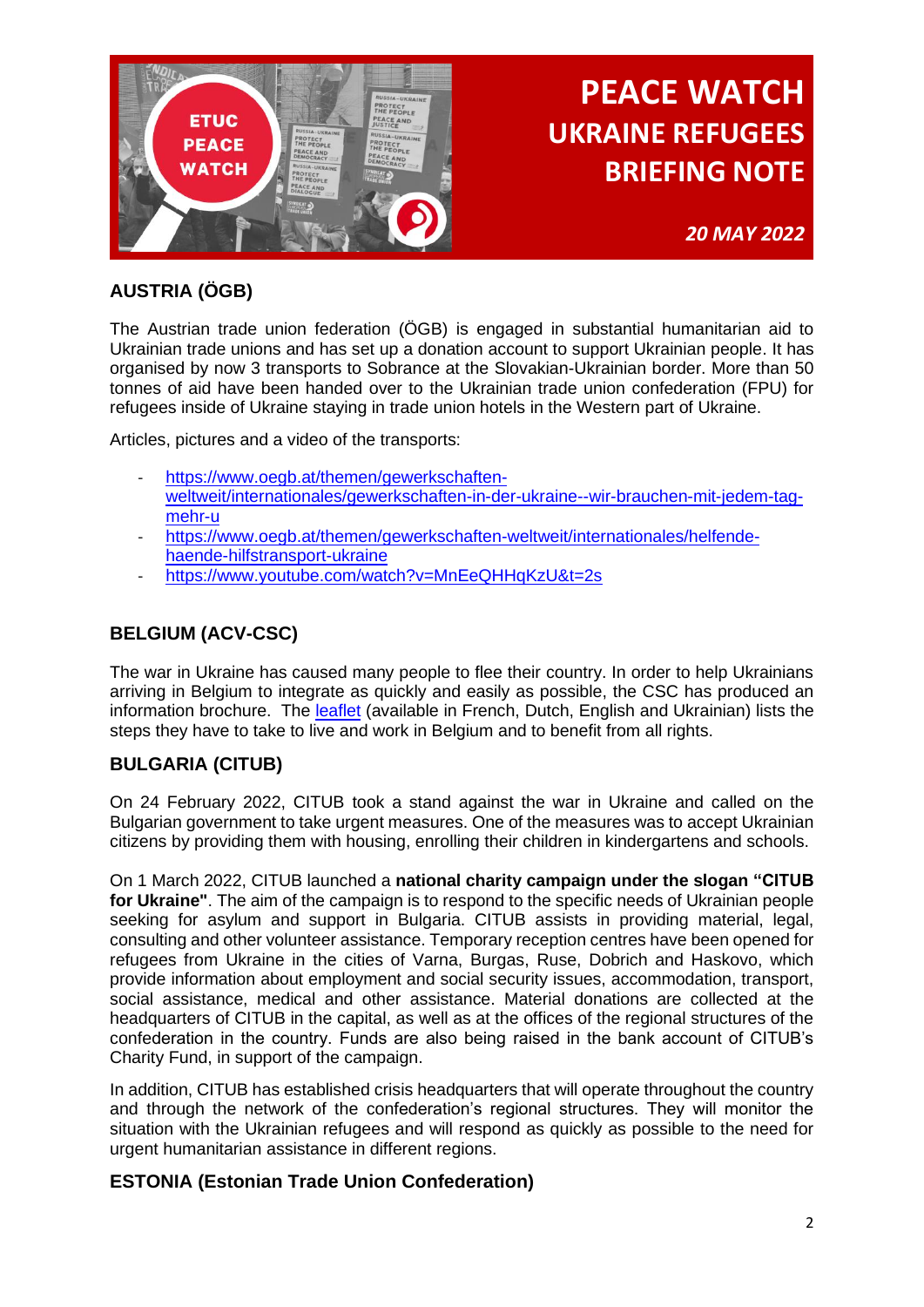# PEACE WATCH UKRAINE REFUGEES BRIEFING NOTE

*20 MAY 2022*

## AUSTRIA (ÖGB)

The Austrian trade union federation (ÖGB) is engaged in substantial humanitarian aid to Ukrainian trade unions and has set up a donation account to support Ukrainian people. It has organised by now 3 transports to Sobrance at the Slovakian-Ukrainian border. More than 50 tonnes of aid have been handed over to the Ukrainian trade union confederation (FPU) for refugees inside of Ukraine staying in trade union hotels in the Western part of Ukraine.

Articles, pictures and a video of the transports:

- https://www.oegb.at/themen/gewerkschaften-weltweit/internationales/gewerkschaften-in-der-ukraine--wir-brauchen-mit-jedem-tag-mehr-u
- https://www.oegb.at/themen/gewerkschaften-weltweit/internationales/helfende-haende-hilfstransport-ukraine
- https://www.youtube.com/watch?v=MnEeQHHqKzU&t=2s

## BELGIUM (ACV-CSC)

The war in Ukraine has caused many people to flee their country. In order to help Ukrainians arriving in Belgium to integrate as quickly and easily as possible, the CSC has produced an information brochure. The leaflet (available in French, Dutch, English and Ukrainian) lists the steps they have to take to live and work in Belgium and to benefit from all rights.

## BULGARIA (CITUB)

On 24 February 2022, CITUB took a stand against the war in Ukraine and called on the Bulgarian government to take urgent measures. One of the measures was to accept Ukrainian citizens by providing them with housing, enrolling their children in kindergartens and schools.

On 1 March 2022, CITUB launched a **national charity campaign under the slogan "CITUB for Ukraine"**. The aim of the campaign is to respond to the specific needs of Ukrainian people seeking for asylum and support in Bulgaria. CITUB assists in providing material, legal, consulting and other volunteer assistance. Temporary reception centres have been opened for refugees from Ukraine in the cities of Varna, Burgas, Ruse, Dobrich and Haskovo, which provide information about employment and social security issues, accommodation, transport, social assistance, medical and other assistance. Material donations are collected at the headquarters of CITUB in the capital, as well as at the offices of the regional structures of the confederation in the country. Funds are also being raised in the bank account of CITUB's Charity Fund, in support of the campaign.

In addition, CITUB has established crisis headquarters that will operate throughout the country and through the network of the confederation's regional structures. They will monitor the situation with the Ukrainian refugees and will respond as quickly as possible to the need for urgent humanitarian assistance in different regions.

## ESTONIA (Estonian Trade Union Confederation)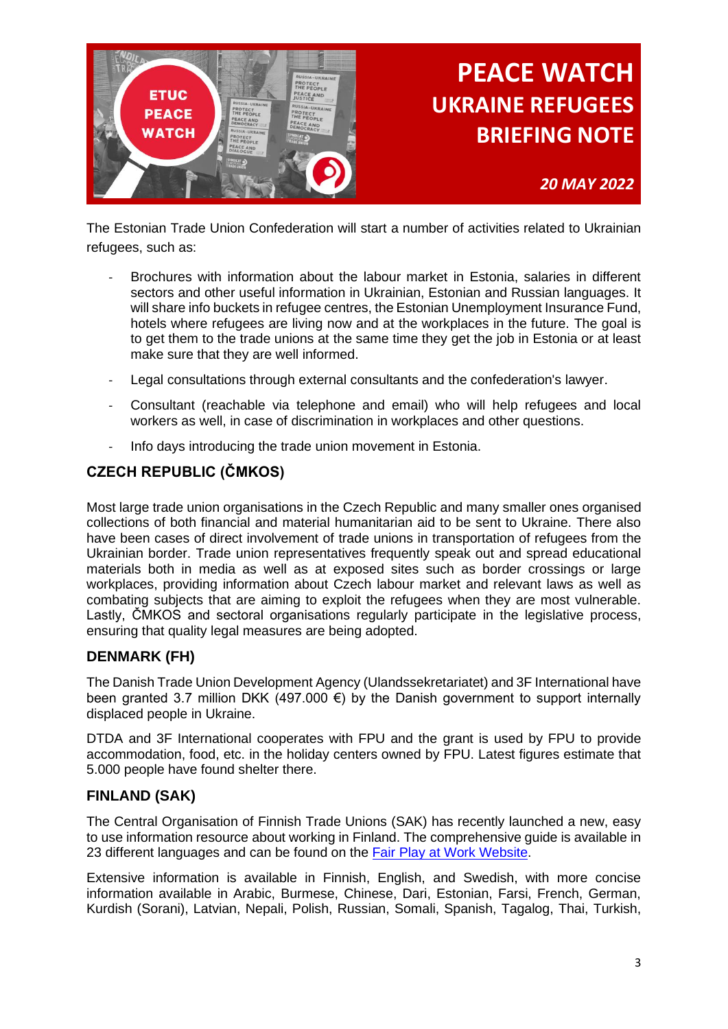The Estonian Trade Union Confederation will start a number of activities related to Ukrainian refugees, such as:

- Brochures with information about the labour market in Estonia, salaries in different sectors and other useful information in Ukrainian, Estonian and Russian languages. It will share info buckets in refugee centres, the Estonian Unemployment Insurance Fund, hotels where refugees are living now and at the workplaces in the future. The goal is to get them to the trade unions at the same time they get the job in Estonia or at least make sure that they are well informed.
- Legal consultations through external consultants and the confederation's lawyer.
- Consultant (reachable via telephone and email) who will help refugees and local workers as well, in case of discrimination in workplaces and other questions.
- Info days introducing the trade union movement in Estonia.

## CZECH REPUBLIC (ČMKOS)

Most large trade union organisations in the Czech Republic and many smaller ones organised collections of both financial and material humanitarian aid to be sent to Ukraine. There also have been cases of direct involvement of trade unions in transportation of refugees from the Ukrainian border. Trade union representatives frequently speak out and spread educational materials both in media as well as at exposed sites such as border crossings or large workplaces, providing information about Czech labour market and relevant laws as well as combating subjects that are aiming to exploit the refugees when they are most vulnerable. Lastly, ČMKOS and sectoral organisations regularly participate in the legislative process, ensuring that quality legal measures are being adopted.

## DENMARK (FH)

The Danish Trade Union Development Agency (Ulandssekretariatet) and 3F International have been granted 3.7 million DKK (497.000 €) by the Danish government to support internally displaced people in Ukraine.

DTDA and 3F International cooperates with FPU and the grant is used by FPU to provide accommodation, food, etc. in the holiday centers owned by FPU. Latest figures estimate that 5.000 people have found shelter there.

## FINLAND (SAK)

The Central Organisation of Finnish Trade Unions (SAK) has recently launched a new, easy to use information resource about working in Finland. The comprehensive guide is available in 23 different languages and can be found on the Fair Play at Work Website.

Extensive information is available in Finnish, English, and Swedish, with more concise information available in Arabic, Burmese, Chinese, Dari, Estonian, Farsi, French, German, Kurdish (Sorani), Latvian, Nepali, Polish, Russian, Somali, Spanish, Tagalog, Thai, Turkish,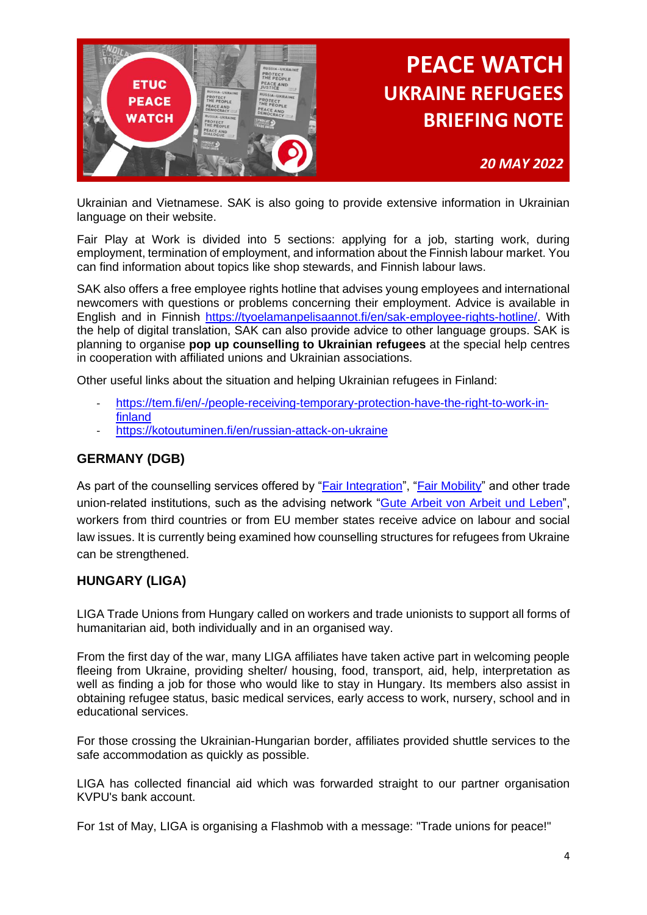Ukrainian and Vietnamese. SAK is also going to provide extensive information in Ukrainian language on their website.

Fair Play at Work is divided into 5 sections: applying for a job, starting work, during employment, termination of employment, and information about the Finnish labour market. You can find information about topics like shop stewards, and Finnish labour laws.

SAK also offers a free employee rights hotline that advises young employees and international newcomers with questions or problems concerning their employment. Advice is available in English and in Finnish https://tyoelamanpelisaannot.fi/en/sak-employee-rights-hotline/. With the help of digital translation, SAK can also provide advice to other language groups. SAK is planning to organise **pop up counselling to Ukrainian refugees** at the special help centres in cooperation with affiliated unions and Ukrainian associations.

Other useful links about the situation and helping Ukrainian refugees in Finland:

- https://tem.fi/en/-/people-receiving-temporary-protection-have-the-right-to-work-in-finland
- https://kotoutuminen.fi/en/russian-attack-on-ukraine

## GERMANY (DGB)

As part of the counselling services offered by "Fair Integration", "Fair Mobility" and other trade union-related institutions, such as the advising network "Gute Arbeit von Arbeit und Leben", workers from third countries or from EU member states receive advice on labour and social law issues. It is currently being examined how counselling structures for refugees from Ukraine can be strengthened.

## HUNGARY (LIGA)

LIGA Trade Unions from Hungary called on workers and trade unionists to support all forms of humanitarian aid, both individually and in an organised way.

From the first day of the war, many LIGA affiliates have taken active part in welcoming people fleeing from Ukraine, providing shelter/ housing, food, transport, aid, help, interpretation as well as finding a job for those who would like to stay in Hungary. Its members also assist in obtaining refugee status, basic medical services, early access to work, nursery, school and in educational services.

For those crossing the Ukrainian-Hungarian border, affiliates provided shuttle services to the safe accommodation as quickly as possible.

LIGA has collected financial aid which was forwarded straight to our partner organisation KVPU's bank account.

For 1st of May, LIGA is organising a Flashmob with a message: "Trade unions for peace!"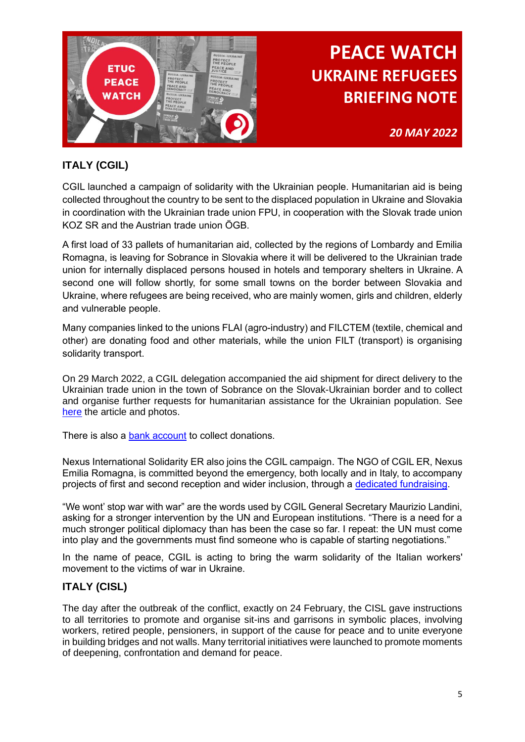## ITALY (CGIL)

CGIL launched a campaign of solidarity with the Ukrainian people. Humanitarian aid is being collected throughout the country to be sent to the displaced population in Ukraine and Slovakia in coordination with the Ukrainian trade union FPU, in cooperation with the Slovak trade union KOZ SR and the Austrian trade union ÖGB.

A first load of 33 pallets of humanitarian aid, collected by the regions of Lombardy and Emilia Romagna, is leaving for Sobrance in Slovakia where it will be delivered to the Ukrainian trade union for internally displaced persons housed in hotels and temporary shelters in Ukraine. A second one will follow shortly, for some small towns on the border between Slovakia and Ukraine, where refugees are being received, who are mainly women, girls and children, elderly and vulnerable people.

Many companies linked to the unions FLAI (agro-industry) and FILCTEM (textile, chemical and other) are donating food and other materials, while the union FILT (transport) is organising solidarity transport.

On 29 March 2022, a CGIL delegation accompanied the aid shipment for direct delivery to the Ukrainian trade union in the town of Sobrance on the Slovak-Ukrainian border and to collect and organise further requests for humanitarian assistance for the Ukrainian population. See [here](#) the article and photos.

There is also a [bank account](#) to collect donations.

Nexus International Solidarity ER also joins the CGIL campaign. The NGO of CGIL ER, Nexus Emilia Romagna, is committed beyond the emergency, both locally and in Italy, to accompany projects of first and second reception and wider inclusion, through a [dedicated fundraising](#).

"We wont' stop war with war" are the words used by CGIL General Secretary Maurizio Landini, asking for a stronger intervention by the UN and European institutions. "There is a need for a much stronger political diplomacy than has been the case so far. I repeat: the UN must come into play and the governments must find someone who is capable of starting negotiations."

In the name of peace, CGIL is acting to bring the warm solidarity of the Italian workers' movement to the victims of war in Ukraine.

## ITALY (CISL)

The day after the outbreak of the conflict, exactly on 24 February, the CISL gave instructions to all territories to promote and organise sit-ins and garrisons in symbolic places, involving workers, retired people, pensioners, in support of the cause for peace and to unite everyone in building bridges and not walls. Many territorial initiatives were launched to promote moments of deepening, confrontation and demand for peace.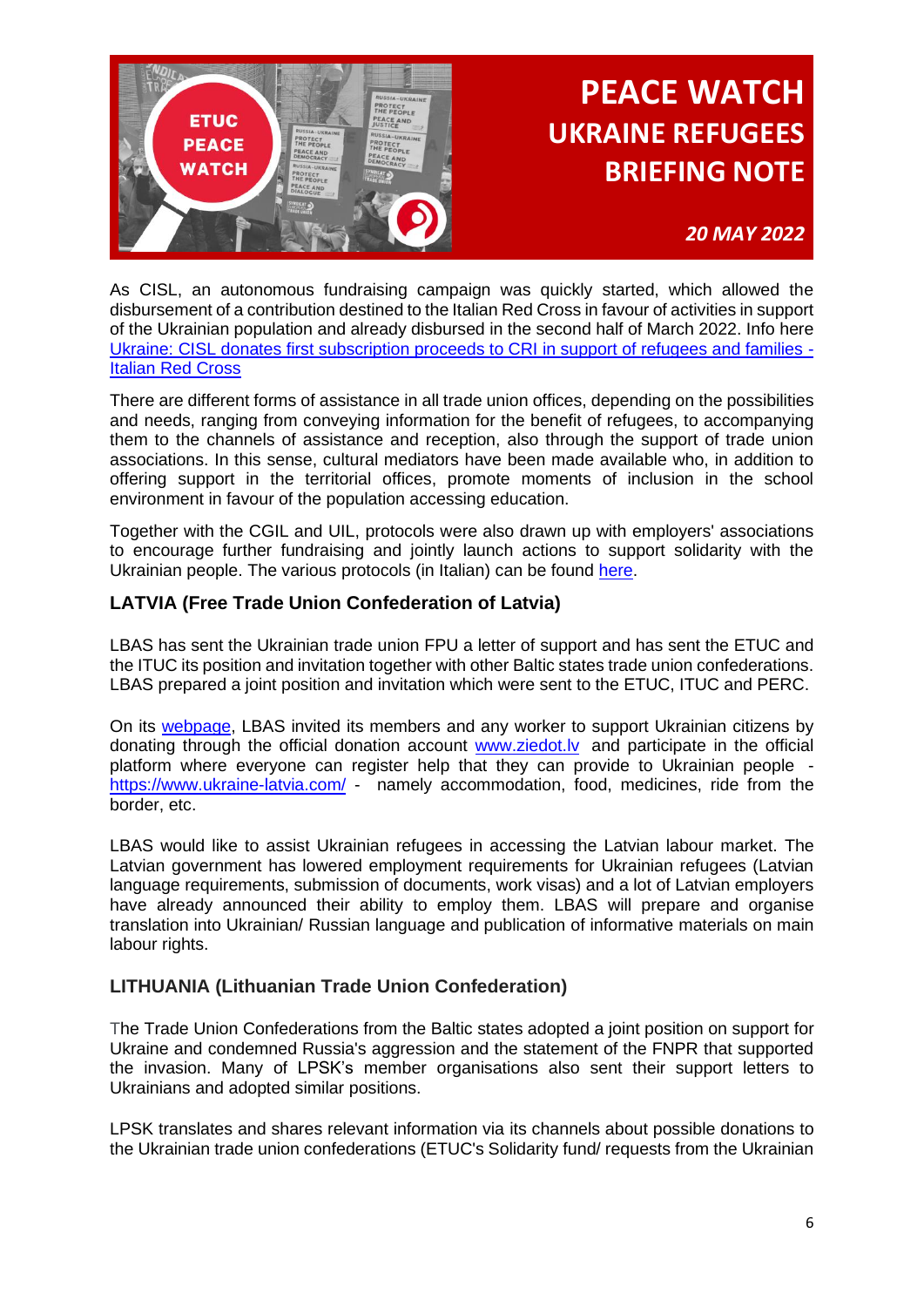As CISL, an autonomous fundraising campaign was quickly started, which allowed the disbursement of a contribution destined to the Italian Red Cross in favour of activities in support of the Ukrainian population and already disbursed in the second half of March 2022. Info here [Ukraine: CISL donates first subscription proceeds to CRI in support of refugees and families - Italian Red Cross]

There are different forms of assistance in all trade union offices, depending on the possibilities and needs, ranging from conveying information for the benefit of refugees, to accompanying them to the channels of assistance and reception, also through the support of trade union associations. In this sense, cultural mediators have been made available who, in addition to offering support in the territorial offices, promote moments of inclusion in the school environment in favour of the population accessing education.

Together with the CGIL and UIL, protocols were also drawn up with employers' associations to encourage further fundraising and jointly launch actions to support solidarity with the Ukrainian people. The various protocols (in Italian) can be found here.

### LATVIA (Free Trade Union Confederation of Latvia)

LBAS has sent the Ukrainian trade union FPU a letter of support and has sent the ETUC and the ITUC its position and invitation together with other Baltic states trade union confederations. LBAS prepared a joint position and invitation which were sent to the ETUC, ITUC and PERC.

On its webpage, LBAS invited its members and any worker to support Ukrainian citizens by donating through the official donation account www.ziedot.lv and participate in the official platform where everyone can register help that they can provide to Ukrainian people - https://www.ukraine-latvia.com/ - namely accommodation, food, medicines, ride from the border, etc.

LBAS would like to assist Ukrainian refugees in accessing the Latvian labour market. The Latvian government has lowered employment requirements for Ukrainian refugees (Latvian language requirements, submission of documents, work visas) and a lot of Latvian employers have already announced their ability to employ them. LBAS will prepare and organise translation into Ukrainian/ Russian language and publication of informative materials on main labour rights.

### LITHUANIA (Lithuanian Trade Union Confederation)

The Trade Union Confederations from the Baltic states adopted a joint position on support for Ukraine and condemned Russia's aggression and the statement of the FNPR that supported the invasion. Many of LPSK's member organisations also sent their support letters to Ukrainians and adopted similar positions.

LPSK translates and shares relevant information via its channels about possible donations to the Ukrainian trade union confederations (ETUC's Solidarity fund/ requests from the Ukrainian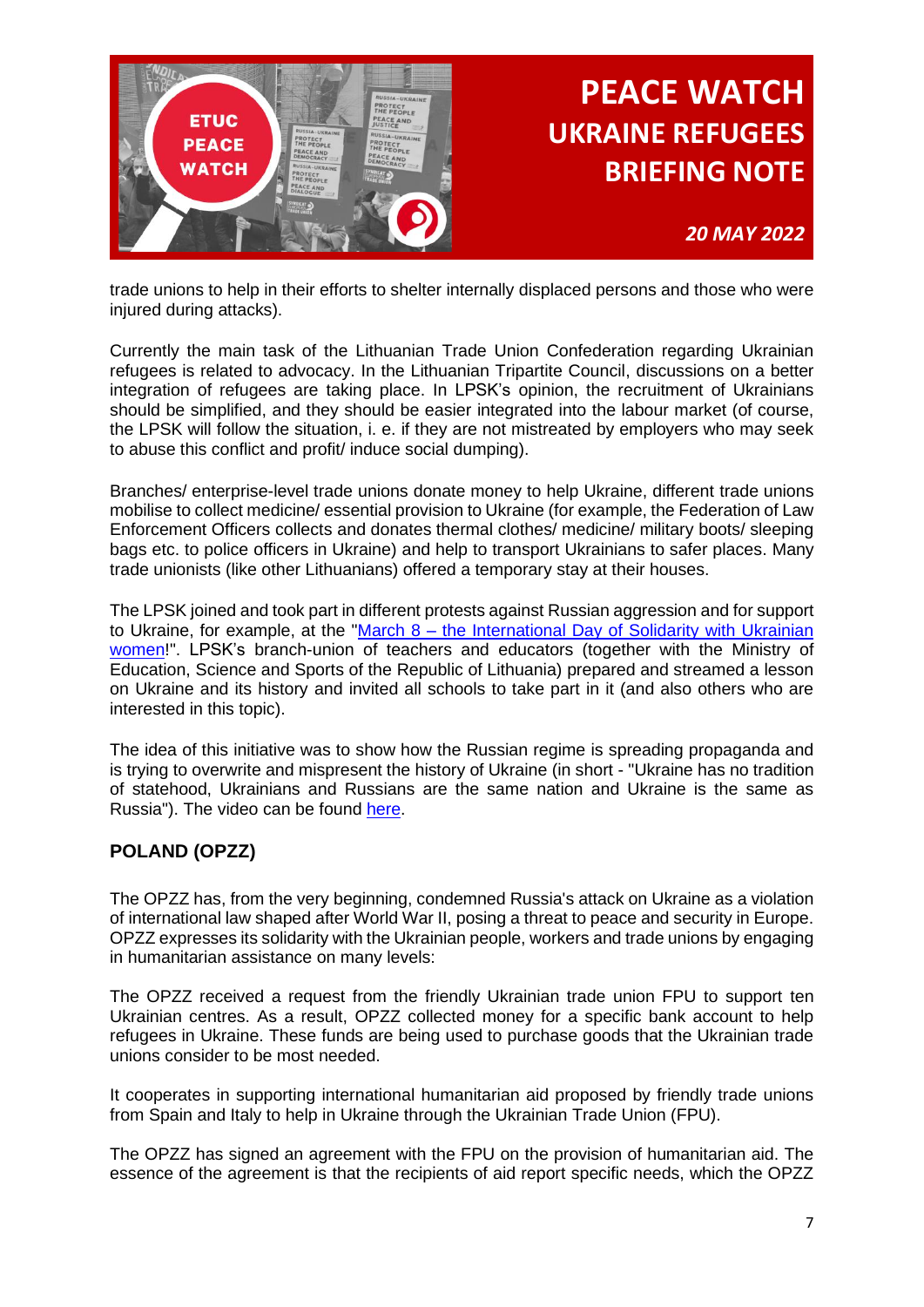trade unions to help in their efforts to shelter internally displaced persons and those who were injured during attacks).

Currently the main task of the Lithuanian Trade Union Confederation regarding Ukrainian refugees is related to advocacy. In the Lithuanian Tripartite Council, discussions on a better integration of refugees are taking place. In LPSK's opinion, the recruitment of Ukrainians should be simplified, and they should be easier integrated into the labour market (of course, the LPSK will follow the situation, i. e. if they are not mistreated by employers who may seek to abuse this conflict and profit/ induce social dumping).

Branches/ enterprise-level trade unions donate money to help Ukraine, different trade unions mobilise to collect medicine/ essential provision to Ukraine (for example, the Federation of Law Enforcement Officers collects and donates thermal clothes/ medicine/ military boots/ sleeping bags etc. to police officers in Ukraine) and help to transport Ukrainians to safer places. Many trade unionists (like other Lithuanians) offered a temporary stay at their houses.

The LPSK joined and took part in different protests against Russian aggression and for support to Ukraine, for example, at the "March 8 – the International Day of Solidarity with Ukrainian women!". LPSK's branch-union of teachers and educators (together with the Ministry of Education, Science and Sports of the Republic of Lithuania) prepared and streamed a lesson on Ukraine and its history and invited all schools to take part in it (and also others who are interested in this topic).

The idea of this initiative was to show how the Russian regime is spreading propaganda and is trying to overwrite and mispresent the history of Ukraine (in short - "Ukraine has no tradition of statehood, Ukrainians and Russians are the same nation and Ukraine is the same as Russia"). The video can be found here.

## POLAND (OPZZ)

The OPZZ has, from the very beginning, condemned Russia's attack on Ukraine as a violation of international law shaped after World War II, posing a threat to peace and security in Europe. OPZZ expresses its solidarity with the Ukrainian people, workers and trade unions by engaging in humanitarian assistance on many levels:

The OPZZ received a request from the friendly Ukrainian trade union FPU to support ten Ukrainian centres. As a result, OPZZ collected money for a specific bank account to help refugees in Ukraine. These funds are being used to purchase goods that the Ukrainian trade unions consider to be most needed.

It cooperates in supporting international humanitarian aid proposed by friendly trade unions from Spain and Italy to help in Ukraine through the Ukrainian Trade Union (FPU).

The OPZZ has signed an agreement with the FPU on the provision of humanitarian aid. The essence of the agreement is that the recipients of aid report specific needs, which the OPZZ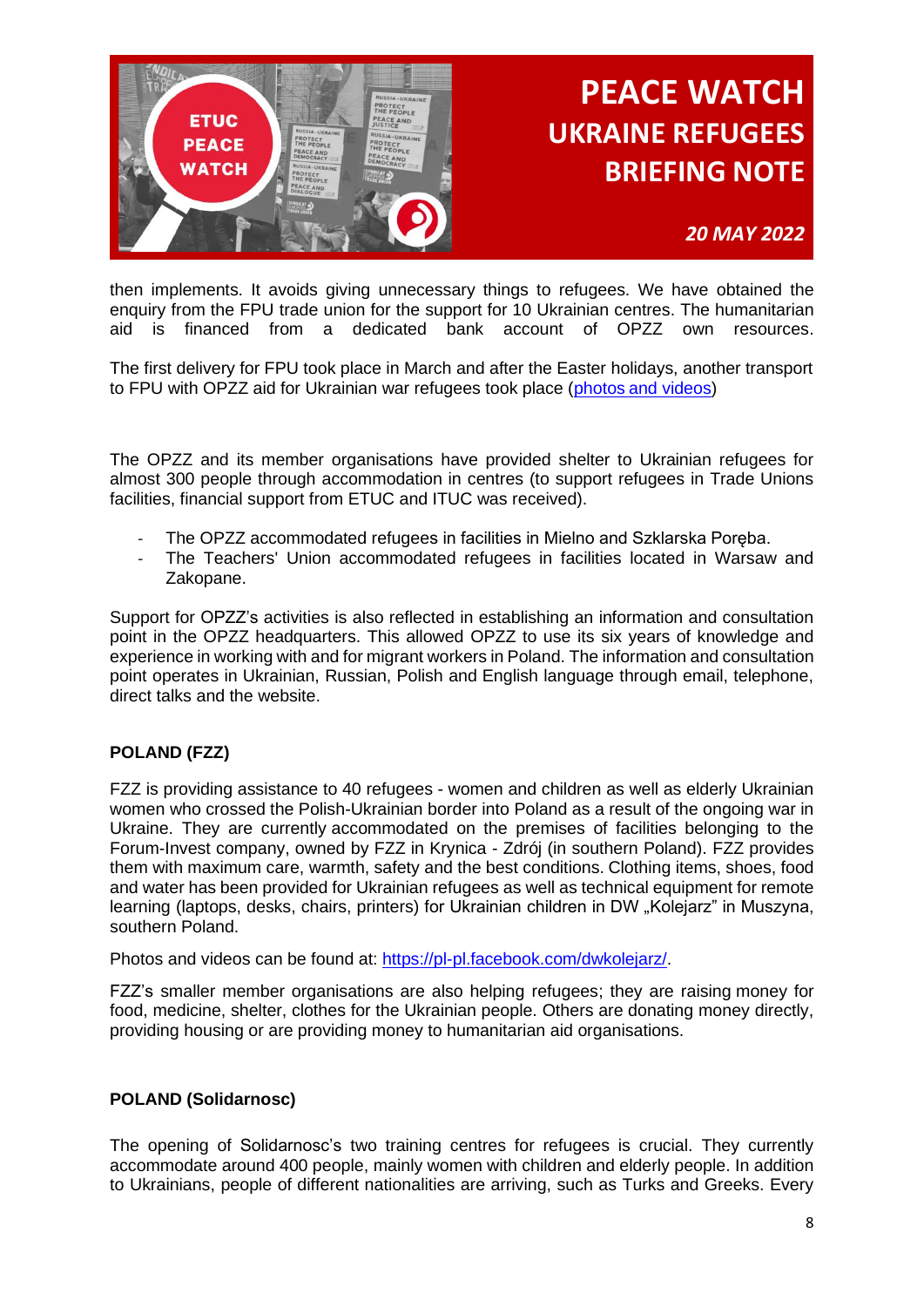then implements. It avoids giving unnecessary things to refugees. We have obtained the enquiry from the FPU trade union for the support for 10 Ukrainian centres. The humanitarian aid is financed from a dedicated bank account of OPZZ own resources.

The first delivery for FPU took place in March and after the Easter holidays, another transport to FPU with OPZZ aid for Ukrainian war refugees took place (photos and videos)

The OPZZ and its member organisations have provided shelter to Ukrainian refugees for almost 300 people through accommodation in centres (to support refugees in Trade Unions facilities, financial support from ETUC and ITUC was received).

- The OPZZ accommodated refugees in facilities in Mielno and Szklarska Poręba.
- The Teachers' Union accommodated refugees in facilities located in Warsaw and Zakopane.

Support for OPZZ's activities is also reflected in establishing an information and consultation point in the OPZZ headquarters. This allowed OPZZ to use its six years of knowledge and experience in working with and for migrant workers in Poland. The information and consultation point operates in Ukrainian, Russian, Polish and English language through email, telephone, direct talks and the website.

**POLAND (FZZ)**

FZZ is providing assistance to 40 refugees - women and children as well as elderly Ukrainian women who crossed the Polish-Ukrainian border into Poland as a result of the ongoing war in Ukraine. They are currently accommodated on the premises of facilities belonging to the Forum-Invest company, owned by FZZ in Krynica - Zdrój (in southern Poland). FZZ provides them with maximum care, warmth, safety and the best conditions. Clothing items, shoes, food and water has been provided for Ukrainian refugees as well as technical equipment for remote learning (laptops, desks, chairs, printers) for Ukrainian children in DW „Kolejarz" in Muszyna, southern Poland.

Photos and videos can be found at: https://pl-pl.facebook.com/dwkolejarz/.

FZZ's smaller member organisations are also helping refugees; they are raising money for food, medicine, shelter, clothes for the Ukrainian people. Others are donating money directly, providing housing or are providing money to humanitarian aid organisations.

**POLAND (Solidarnosc)**

The opening of Solidarnosc's two training centres for refugees is crucial. They currently accommodate around 400 people, mainly women with children and elderly people. In addition to Ukrainians, people of different nationalities are arriving, such as Turks and Greeks. Every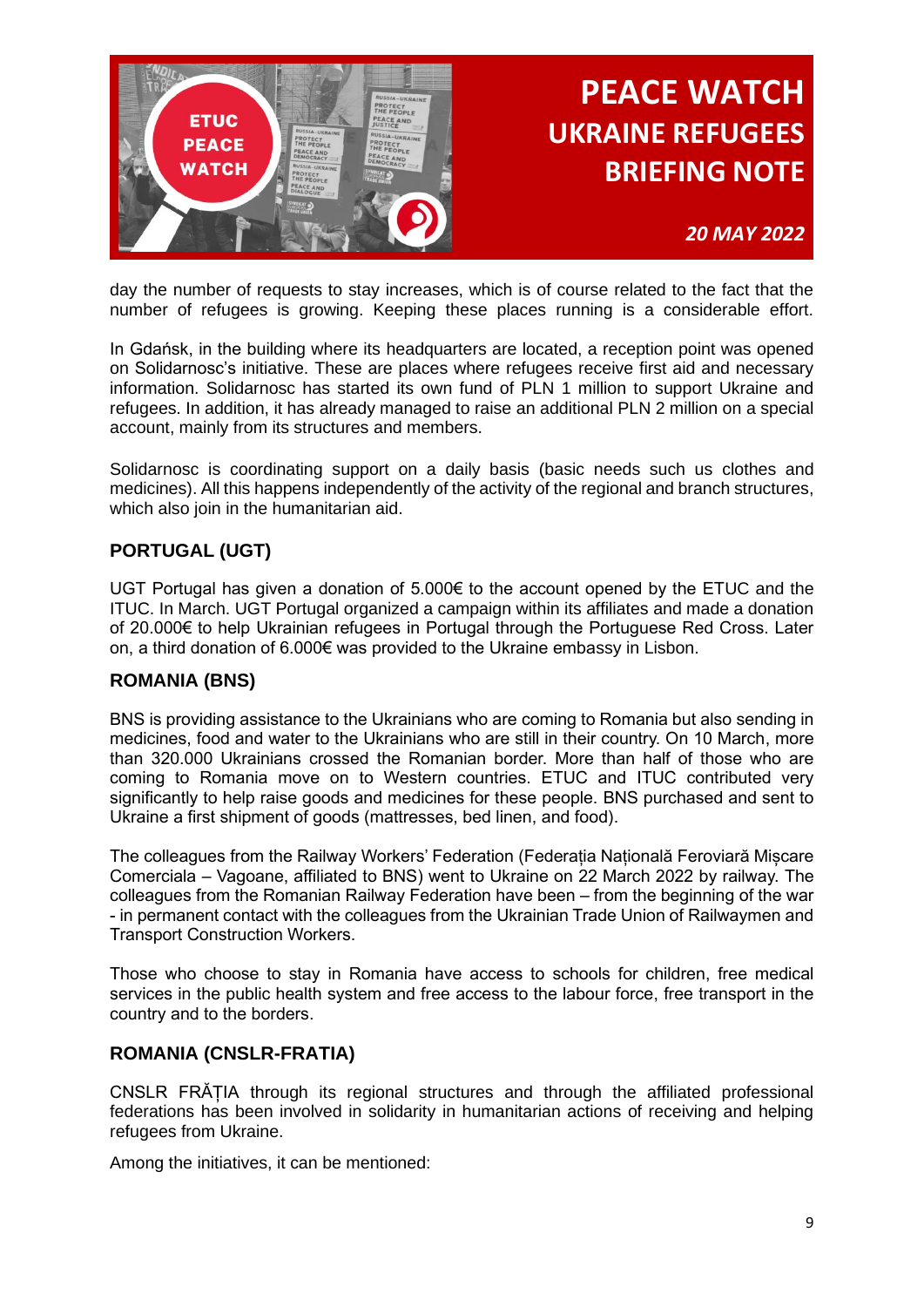day the number of requests to stay increases, which is of course related to the fact that the number of refugees is growing. Keeping these places running is a considerable effort.

In Gdańsk, in the building where its headquarters are located, a reception point was opened on Solidarnosc's initiative. These are places where refugees receive first aid and necessary information. Solidarnosc has started its own fund of PLN 1 million to support Ukraine and refugees. In addition, it has already managed to raise an additional PLN 2 million on a special account, mainly from its structures and members.

Solidarnosc is coordinating support on a daily basis (basic needs such us clothes and medicines). All this happens independently of the activity of the regional and branch structures, which also join in the humanitarian aid.

## PORTUGAL (UGT)

UGT Portugal has given a donation of 5.000€ to the account opened by the ETUC and the ITUC. In March. UGT Portugal organized a campaign within its affiliates and made a donation of 20.000€ to help Ukrainian refugees in Portugal through the Portuguese Red Cross. Later on, a third donation of 6.000€ was provided to the Ukraine embassy in Lisbon.

## ROMANIA (BNS)

BNS is providing assistance to the Ukrainians who are coming to Romania but also sending in medicines, food and water to the Ukrainians who are still in their country. On 10 March, more than 320.000 Ukrainians crossed the Romanian border. More than half of those who are coming to Romania move on to Western countries. ETUC and ITUC contributed very significantly to help raise goods and medicines for these people. BNS purchased and sent to Ukraine a first shipment of goods (mattresses, bed linen, and food).

The colleagues from the Railway Workers' Federation (Federația Națională Feroviară Mișcare Comerciala – Vagoane, affiliated to BNS) went to Ukraine on 22 March 2022 by railway. The colleagues from the Romanian Railway Federation have been – from the beginning of the war - in permanent contact with the colleagues from the Ukrainian Trade Union of Railwaymen and Transport Construction Workers.

Those who choose to stay in Romania have access to schools for children, free medical services in the public health system and free access to the labour force, free transport in the country and to the borders.

## ROMANIA (CNSLR-FRATIA)

CNSLR FRĂȚIA through its regional structures and through the affiliated professional federations has been involved in solidarity in humanitarian actions of receiving and helping refugees from Ukraine.

Among the initiatives, it can be mentioned: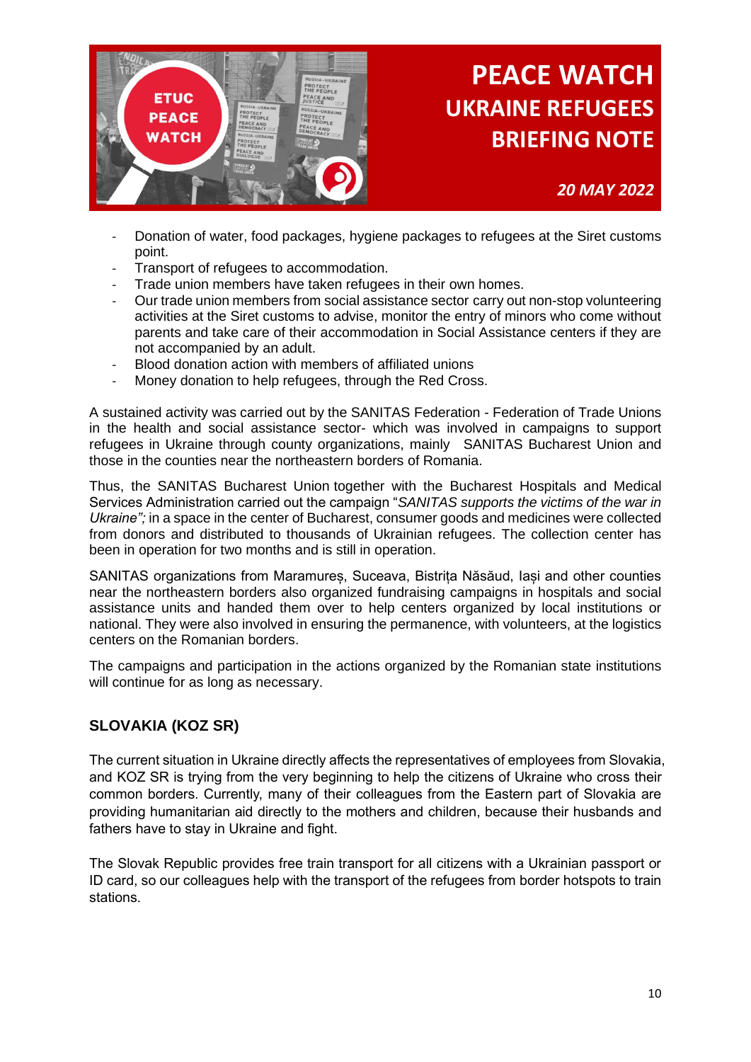- Donation of water, food packages, hygiene packages to refugees at the Siret customs point.
- Transport of refugees to accommodation.
- Trade union members have taken refugees in their own homes.
- Our trade union members from social assistance sector carry out non-stop volunteering activities at the Siret customs to advise, monitor the entry of minors who come without parents and take care of their accommodation in Social Assistance centers if they are not accompanied by an adult.
- Blood donation action with members of affiliated unions
- Money donation to help refugees, through the Red Cross.

A sustained activity was carried out by the SANITAS Federation - Federation of Trade Unions in the health and social assistance sector- which was involved in campaigns to support refugees in Ukraine through county organizations, mainly SANITAS Bucharest Union and those in the counties near the northeastern borders of Romania.

Thus, the SANITAS Bucharest Union together with the Bucharest Hospitals and Medical Services Administration carried out the campaign "*SANITAS supports the victims of the war in Ukraine";* in a space in the center of Bucharest, consumer goods and medicines were collected from donors and distributed to thousands of Ukrainian refugees. The collection center has been in operation for two months and is still in operation.

SANITAS organizations from Maramureș, Suceava, Bistrița Năsăud, Iași and other counties near the northeastern borders also organized fundraising campaigns in hospitals and social assistance units and handed them over to help centers organized by local institutions or national. They were also involved in ensuring the permanence, with volunteers, at the logistics centers on the Romanian borders.

The campaigns and participation in the actions organized by the Romanian state institutions will continue for as long as necessary.

## SLOVAKIA (KOZ SR)

The current situation in Ukraine directly affects the representatives of employees from Slovakia, and KOZ SR is trying from the very beginning to help the citizens of Ukraine who cross their common borders. Currently, many of their colleagues from the Eastern part of Slovakia are providing humanitarian aid directly to the mothers and children, because their husbands and fathers have to stay in Ukraine and fight.

The Slovak Republic provides free train transport for all citizens with a Ukrainian passport or ID card, so our colleagues help with the transport of the refugees from border hotspots to train stations.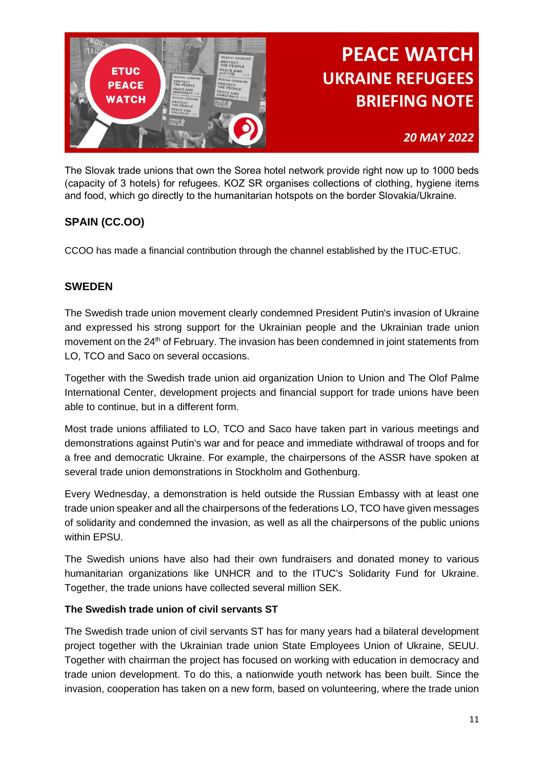The Slovak trade unions that own the Sorea hotel network provide right now up to 1000 beds (capacity of 3 hotels) for refugees. KOZ SR organises collections of clothing, hygiene items and food, which go directly to the humanitarian hotspots on the border Slovakia/Ukraine.

## SPAIN (CC.OO)

CCOO has made a financial contribution through the channel established by the ITUC-ETUC.

## SWEDEN

The Swedish trade union movement clearly condemned President Putin's invasion of Ukraine and expressed his strong support for the Ukrainian people and the Ukrainian trade union movement on the 24th of February. The invasion has been condemned in joint statements from LO, TCO and Saco on several occasions.

Together with the Swedish trade union aid organization Union to Union and The Olof Palme International Center, development projects and financial support for trade unions have been able to continue, but in a different form.

Most trade unions affiliated to LO, TCO and Saco have taken part in various meetings and demonstrations against Putin's war and for peace and immediate withdrawal of troops and for a free and democratic Ukraine. For example, the chairpersons of the ASSR have spoken at several trade union demonstrations in Stockholm and Gothenburg.

Every Wednesday, a demonstration is held outside the Russian Embassy with at least one trade union speaker and all the chairpersons of the federations LO, TCO have given messages of solidarity and condemned the invasion, as well as all the chairpersons of the public unions within EPSU.

The Swedish unions have also had their own fundraisers and donated money to various humanitarian organizations like UNHCR and to the ITUC's Solidarity Fund for Ukraine. Together, the trade unions have collected several million SEK.

### The Swedish trade union of civil servants ST

The Swedish trade union of civil servants ST has for many years had a bilateral development project together with the Ukrainian trade union State Employees Union of Ukraine, SEUU. Together with chairman the project has focused on working with education in democracy and trade union development. To do this, a nationwide youth network has been built. Since the invasion, cooperation has taken on a new form, based on volunteering, where the trade union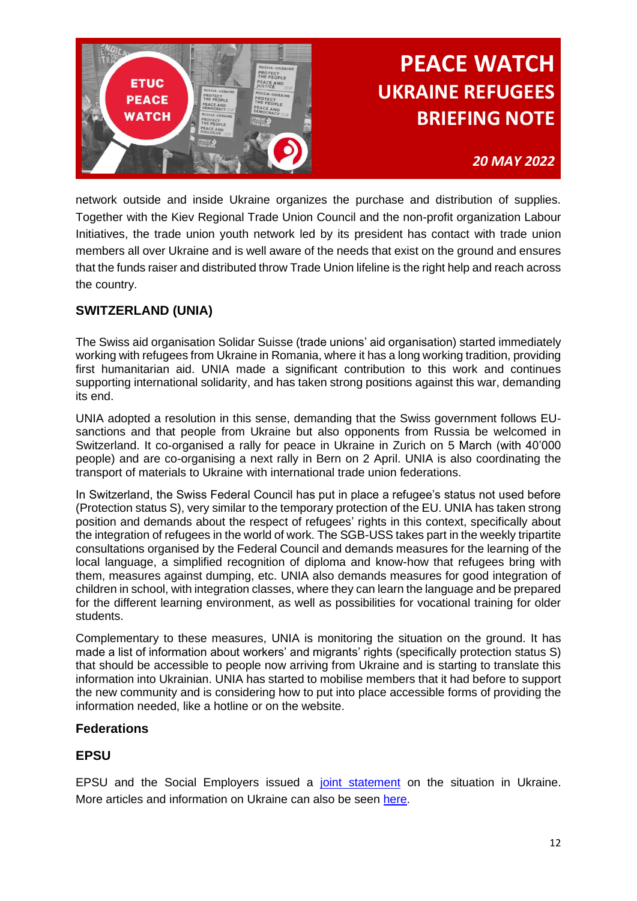network outside and inside Ukraine organizes the purchase and distribution of supplies. Together with the Kiev Regional Trade Union Council and the non-profit organization Labour Initiatives, the trade union youth network led by its president has contact with trade union members all over Ukraine and is well aware of the needs that exist on the ground and ensures that the funds raiser and distributed throw Trade Union lifeline is the right help and reach across the country.

### SWITZERLAND (UNIA)

The Swiss aid organisation Solidar Suisse (trade unions' aid organisation) started immediately working with refugees from Ukraine in Romania, where it has a long working tradition, providing first humanitarian aid. UNIA made a significant contribution to this work and continues supporting international solidarity, and has taken strong positions against this war, demanding its end.

UNIA adopted a resolution in this sense, demanding that the Swiss government follows EU-sanctions and that people from Ukraine but also opponents from Russia be welcomed in Switzerland. It co-organised a rally for peace in Ukraine in Zurich on 5 March (with 40'000 people) and are co-organising a next rally in Bern on 2 April. UNIA is also coordinating the transport of materials to Ukraine with international trade union federations.

In Switzerland, the Swiss Federal Council has put in place a refugee's status not used before (Protection status S), very similar to the temporary protection of the EU. UNIA has taken strong position and demands about the respect of refugees' rights in this context, specifically about the integration of refugees in the world of work. The SGB-USS takes part in the weekly tripartite consultations organised by the Federal Council and demands measures for the learning of the local language, a simplified recognition of diploma and know-how that refugees bring with them, measures against dumping, etc. UNIA also demands measures for good integration of children in school, with integration classes, where they can learn the language and be prepared for the different learning environment, as well as possibilities for vocational training for older students.

Complementary to these measures, UNIA is monitoring the situation on the ground. It has made a list of information about workers' and migrants' rights (specifically protection status S) that should be accessible to people now arriving from Ukraine and is starting to translate this information into Ukrainian. UNIA has started to mobilise members that it had before to support the new community and is considering how to put into place accessible forms of providing the information needed, like a hotline or on the website.

## Federations

### EPSU

EPSU and the Social Employers issued a joint statement on the situation in Ukraine. More articles and information on Ukraine can also be seen here.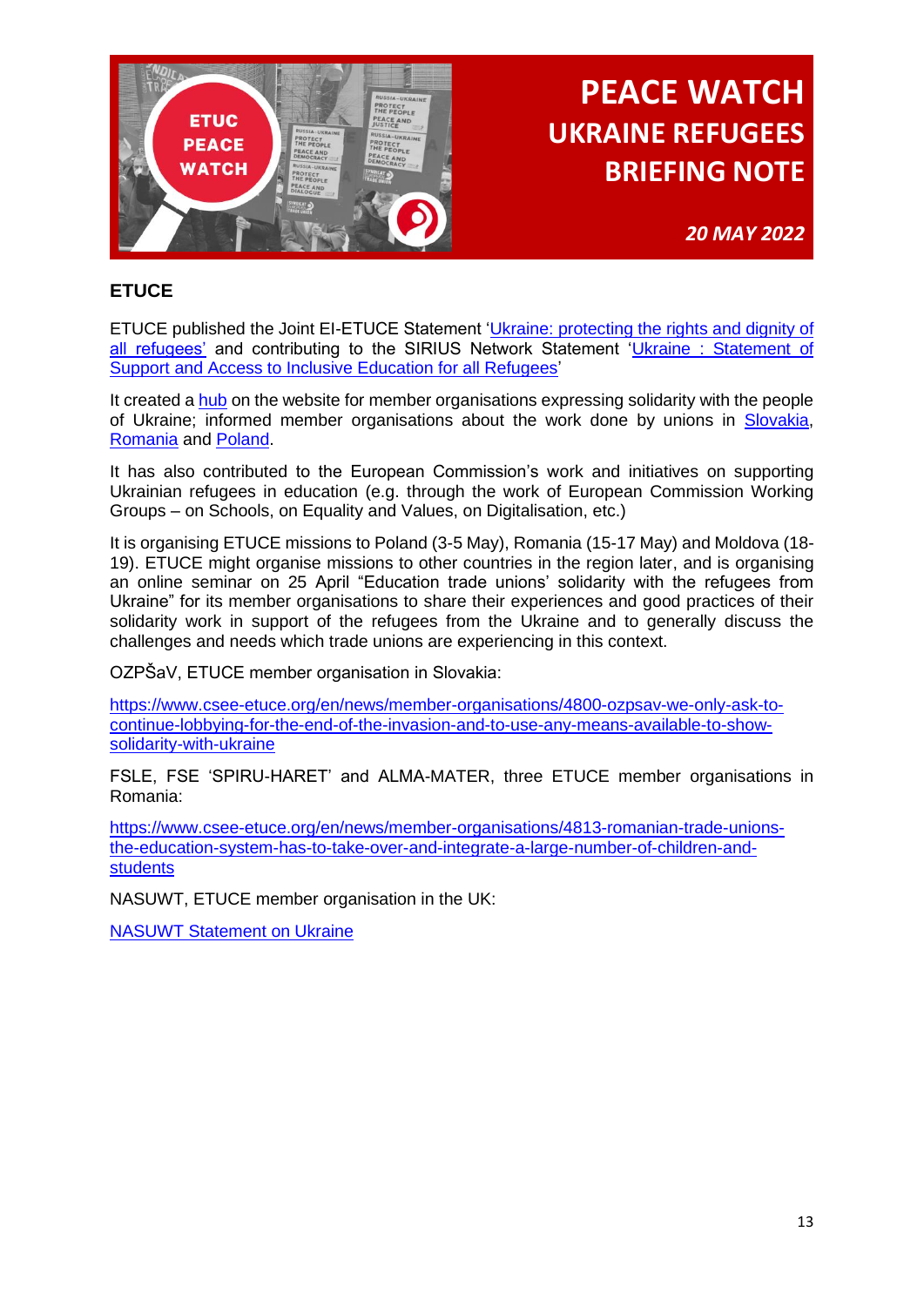## ETUCE

ETUCE published the Joint EI-ETUCE Statement 'Ukraine: protecting the rights and dignity of all refugees' and contributing to the SIRIUS Network Statement 'Ukraine : Statement of Support and Access to Inclusive Education for all Refugees'

It created a hub on the website for member organisations expressing solidarity with the people of Ukraine; informed member organisations about the work done by unions in Slovakia, Romania and Poland.

It has also contributed to the European Commission's work and initiatives on supporting Ukrainian refugees in education (e.g. through the work of European Commission Working Groups – on Schools, on Equality and Values, on Digitalisation, etc.)

It is organising ETUCE missions to Poland (3-5 May), Romania (15-17 May) and Moldova (18-19). ETUCE might organise missions to other countries in the region later, and is organising an online seminar on 25 April "Education trade unions' solidarity with the refugees from Ukraine" for its member organisations to share their experiences and good practices of their solidarity work in support of the refugees from the Ukraine and to generally discuss the challenges and needs which trade unions are experiencing in this context.

OZPŠaV, ETUCE member organisation in Slovakia:

https://www.csee-etuce.org/en/news/member-organisations/4800-ozpsav-we-only-ask-to-continue-lobbying-for-the-end-of-the-invasion-and-to-use-any-means-available-to-show-solidarity-with-ukraine

FSLE, FSE 'SPIRU-HARET' and ALMA-MATER, three ETUCE member organisations in Romania:

https://www.csee-etuce.org/en/news/member-organisations/4813-romanian-trade-unions-the-education-system-has-to-take-over-and-integrate-a-large-number-of-children-and-students

NASUWT, ETUCE member organisation in the UK:

NASUWT Statement on Ukraine